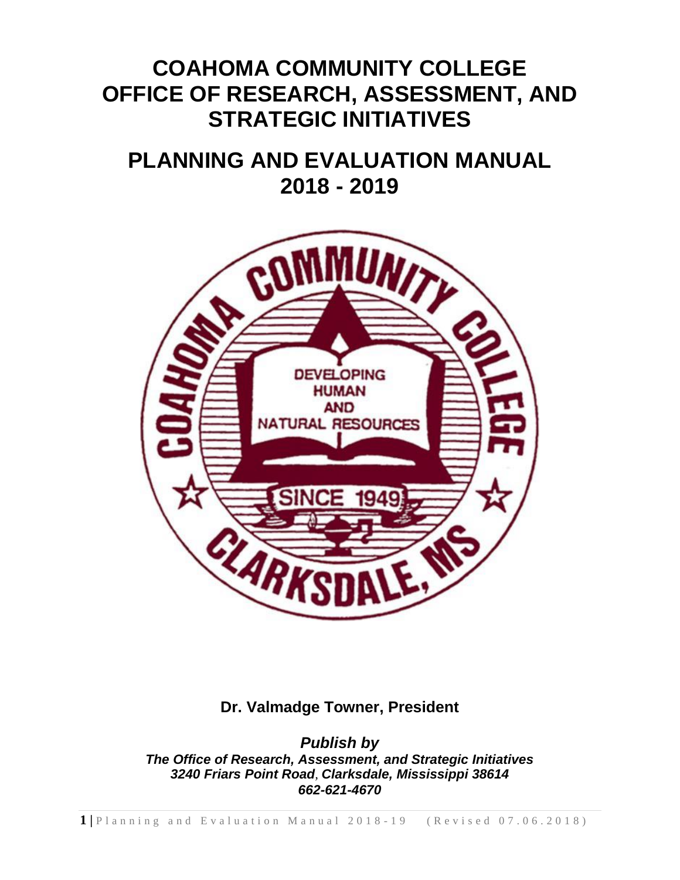# COAHOMA COMMUNITY COLLEGE
# OFFICE OF RESEARCH, ASSESSMENT, AND STRATEGIC INITIATIVES

# PLANNING AND EVALUATION MANUAL
# 2018 - 2019

**Dr. Valmadge Towner, President**

***Publish by***
***The Office of Research, Assessment, and Strategic Initiatives***
***3240 Friars Point Road, Clarksdale, Mississippi 38614***
***662-621-4670***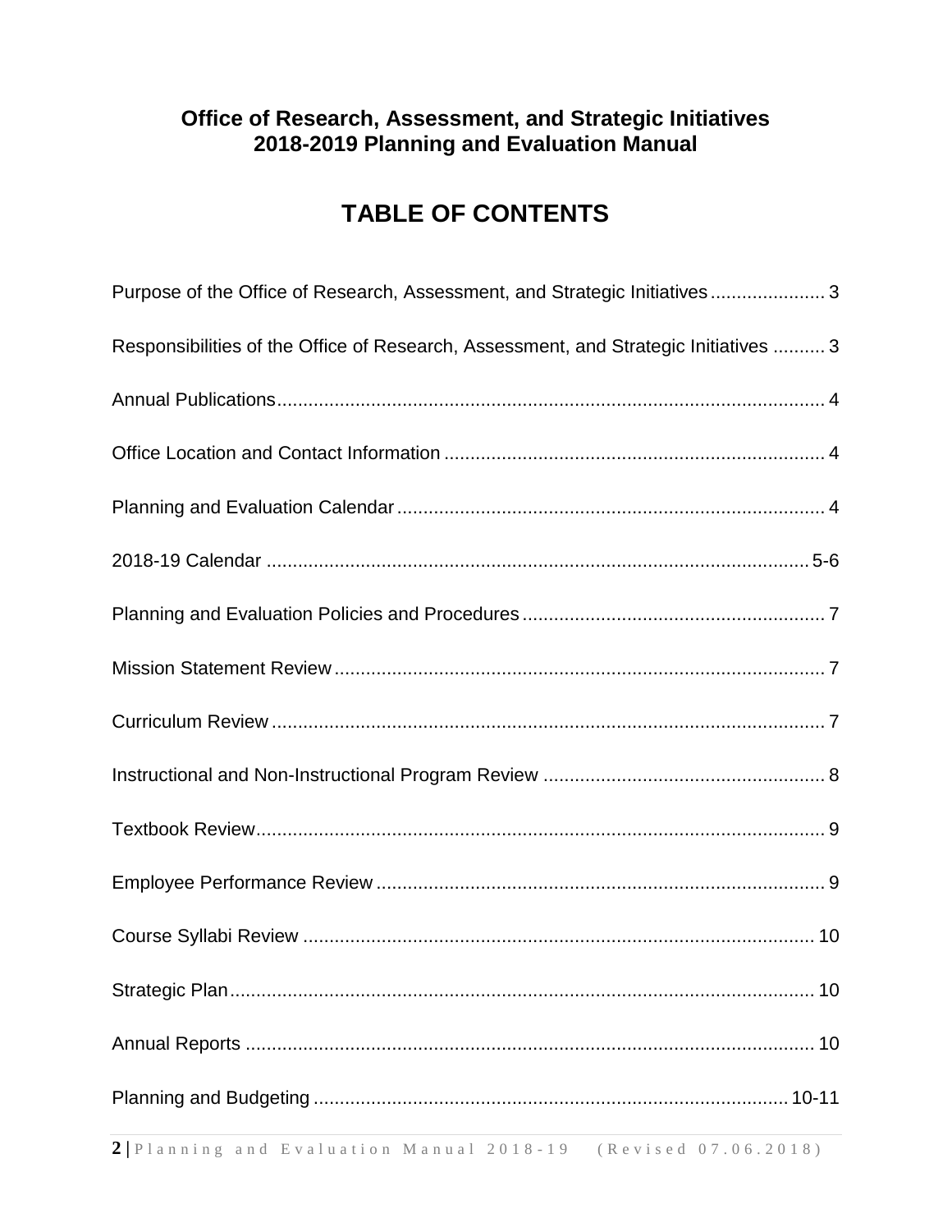**Office of Research, Assessment, and Strategic Initiatives**
**2018-2019 Planning and Evaluation Manual**

# TABLE OF CONTENTS

Purpose of the Office of Research, Assessment, and Strategic Initiatives ...................... 3

Responsibilities of the Office of Research, Assessment, and Strategic Initiatives .......... 3

Annual Publications ........................................................................................................ 4

Office Location and Contact Information ......................................................................... 4

Planning and Evaluation Calendar ................................................................................. 4

2018-19 Calendar ....................................................................................................... 5-6

Planning and Evaluation Policies and Procedures .......................................................... 7

Mission Statement Review .............................................................................................. 7

Curriculum Review .......................................................................................................... 7

Instructional and Non-Instructional Program Review ...................................................... 8

Textbook Review ............................................................................................................. 9

Employee Performance Review ...................................................................................... 9

Course Syllabi Review .................................................................................................. 10

Strategic Plan ................................................................................................................ 10

Annual Reports ............................................................................................................. 10

Planning and Budgeting ............................................................................................ 10-11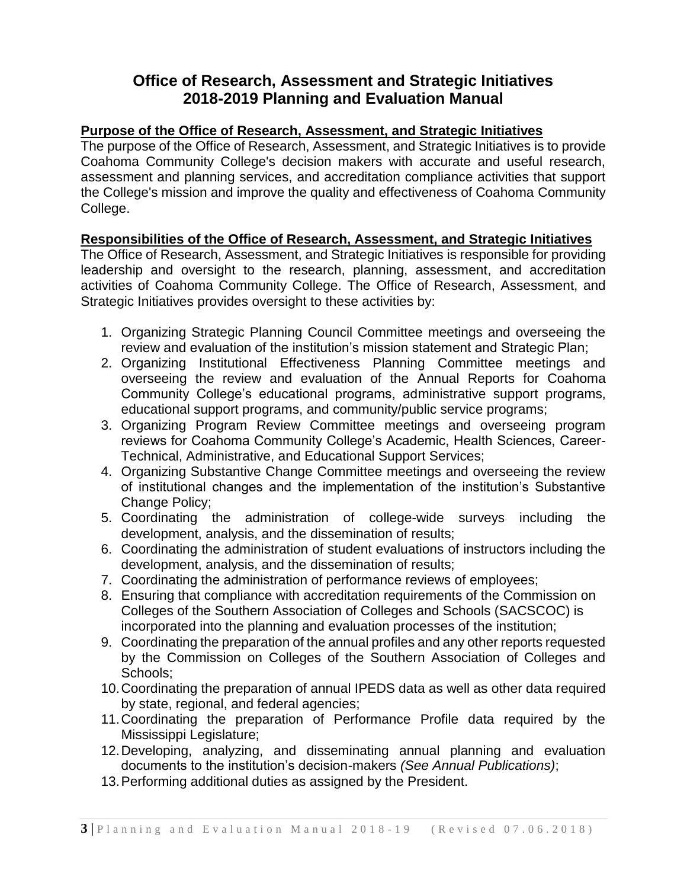# Office of Research, Assessment and Strategic Initiatives
# 2018-2019 Planning and Evaluation Manual

**Purpose of the Office of Research, Assessment, and Strategic Initiatives**

The purpose of the Office of Research, Assessment, and Strategic Initiatives is to provide Coahoma Community College's decision makers with accurate and useful research, assessment and planning services, and accreditation compliance activities that support the College's mission and improve the quality and effectiveness of Coahoma Community College.

**Responsibilities of the Office of Research, Assessment, and Strategic Initiatives**

The Office of Research, Assessment, and Strategic Initiatives is responsible for providing leadership and oversight to the research, planning, assessment, and accreditation activities of Coahoma Community College. The Office of Research, Assessment, and Strategic Initiatives provides oversight to these activities by:

1. Organizing Strategic Planning Council Committee meetings and overseeing the review and evaluation of the institution's mission statement and Strategic Plan;
2. Organizing Institutional Effectiveness Planning Committee meetings and overseeing the review and evaluation of the Annual Reports for Coahoma Community College's educational programs, administrative support programs, educational support programs, and community/public service programs;
3. Organizing Program Review Committee meetings and overseeing program reviews for Coahoma Community College's Academic, Health Sciences, Career-Technical, Administrative, and Educational Support Services;
4. Organizing Substantive Change Committee meetings and overseeing the review of institutional changes and the implementation of the institution's Substantive Change Policy;
5. Coordinating the administration of college-wide surveys including the development, analysis, and the dissemination of results;
6. Coordinating the administration of student evaluations of instructors including the development, analysis, and the dissemination of results;
7. Coordinating the administration of performance reviews of employees;
8. Ensuring that compliance with accreditation requirements of the Commission on Colleges of the Southern Association of Colleges and Schools (SACSCOC) is incorporated into the planning and evaluation processes of the institution;
9. Coordinating the preparation of the annual profiles and any other reports requested by the Commission on Colleges of the Southern Association of Colleges and Schools;
10. Coordinating the preparation of annual IPEDS data as well as other data required by state, regional, and federal agencies;
11. Coordinating the preparation of Performance Profile data required by the Mississippi Legislature;
12. Developing, analyzing, and disseminating annual planning and evaluation documents to the institution's decision-makers *(See Annual Publications)*;
13. Performing additional duties as assigned by the President.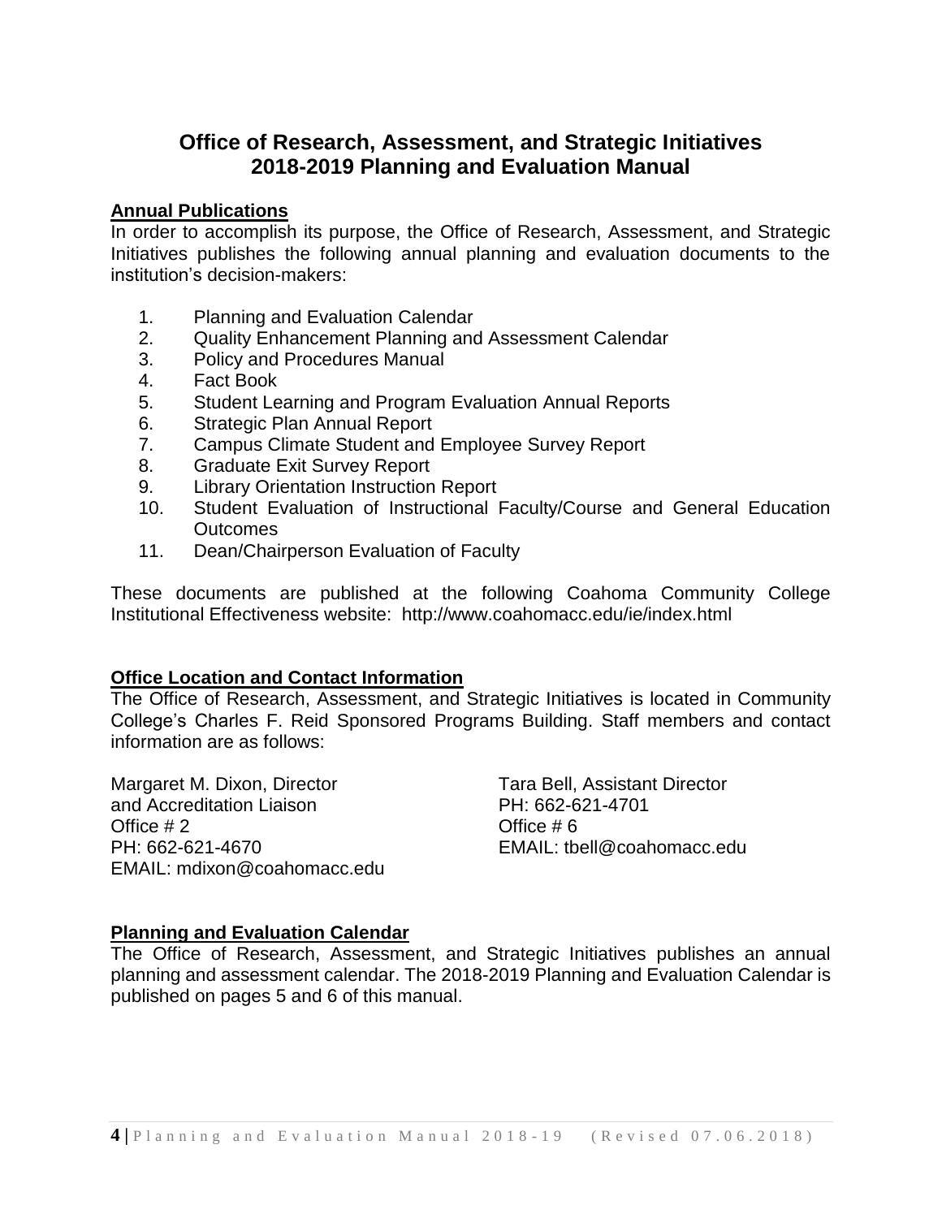# Office of Research, Assessment, and Strategic Initiatives
# 2018-2019 Planning and Evaluation Manual

## Annual Publications

In order to accomplish its purpose, the Office of Research, Assessment, and Strategic Initiatives publishes the following annual planning and evaluation documents to the institution's decision-makers:

1. Planning and Evaluation Calendar
2. Quality Enhancement Planning and Assessment Calendar
3. Policy and Procedures Manual
4. Fact Book
5. Student Learning and Program Evaluation Annual Reports
6. Strategic Plan Annual Report
7. Campus Climate Student and Employee Survey Report
8. Graduate Exit Survey Report
9. Library Orientation Instruction Report
10. Student Evaluation of Instructional Faculty/Course and General Education Outcomes
11. Dean/Chairperson Evaluation of Faculty

These documents are published at the following Coahoma Community College Institutional Effectiveness website: http://www.coahomacc.edu/ie/index.html

## Office Location and Contact Information

The Office of Research, Assessment, and Strategic Initiatives is located in Community College's Charles F. Reid Sponsored Programs Building. Staff members and contact information are as follows:

Margaret M. Dixon, Director
and Accreditation Liaison
Office # 2
PH: 662-621-4670
EMAIL: mdixon@coahomacc.edu

Tara Bell, Assistant Director
PH: 662-621-4701
Office # 6
EMAIL: tbell@coahomacc.edu

## Planning and Evaluation Calendar

The Office of Research, Assessment, and Strategic Initiatives publishes an annual planning and assessment calendar. The 2018-2019 Planning and Evaluation Calendar is published on pages 5 and 6 of this manual.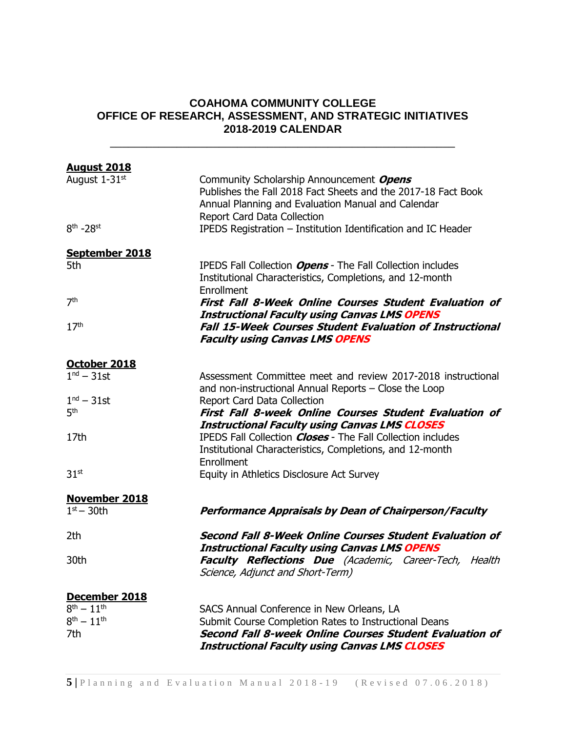**COAHOMA COMMUNITY COLLEGE**
**OFFICE OF RESEARCH, ASSESSMENT, AND STRATEGIC INITIATIVES**
**2018-2019 CALENDAR**

---

**August 2018**

| | |
|---|---|
| August 1-31st | Community Scholarship Announcement ***Opens*** <br> Publishes the Fall 2018 Fact Sheets and the 2017-18 Fact Book <br> Annual Planning and Evaluation Manual and Calendar <br> Report Card Data Collection |
| 8th -28st | IPEDS Registration – Institution Identification and IC Header |

**September 2018**

| | |
|---|---|
| 5th | IPEDS Fall Collection ***Opens*** - The Fall Collection includes Institutional Characteristics, Completions, and 12-month Enrollment |
| 7th | ***First Fall 8-Week Online Courses Student Evaluation of Instructional Faculty using Canvas LMS OPENS*** |
| 17th | ***Fall 15-Week Courses Student Evaluation of Instructional Faculty using Canvas LMS OPENS*** |

**October 2018**

| | |
|---|---|
| 1nd – 31st | Assessment Committee meet and review 2017-2018 instructional and non-instructional Annual Reports – Close the Loop |
| 1nd – 31st | Report Card Data Collection |
| 5th | ***First Fall 8-Week Online Courses Student Evaluation of Instructional Faculty using Canvas LMS CLOSES*** |
| 17th | IPEDS Fall Collection ***Closes*** - The Fall Collection includes Institutional Characteristics, Completions, and 12-month Enrollment |
| 31st | Equity in Athletics Disclosure Act Survey |

**November 2018**

| | |
|---|---|
| 1st – 30th | ***Performance Appraisals by Dean of Chairperson/Faculty*** |
| 2th | ***Second Fall 8-Week Online Courses Student Evaluation of Instructional Faculty using Canvas LMS OPENS*** |
| 30th | ***Faculty Reflections Due*** *(Academic, Career-Tech, Health Science, Adjunct and Short-Term)* |

**December 2018**

| | |
|---|---|
| 8th – 11th | SACS Annual Conference in New Orleans, LA |
| 8th – 11th | Submit Course Completion Rates to Instructional Deans |
| 7th | ***Second Fall 8-week Online Courses Student Evaluation of Instructional Faculty using Canvas LMS CLOSES*** |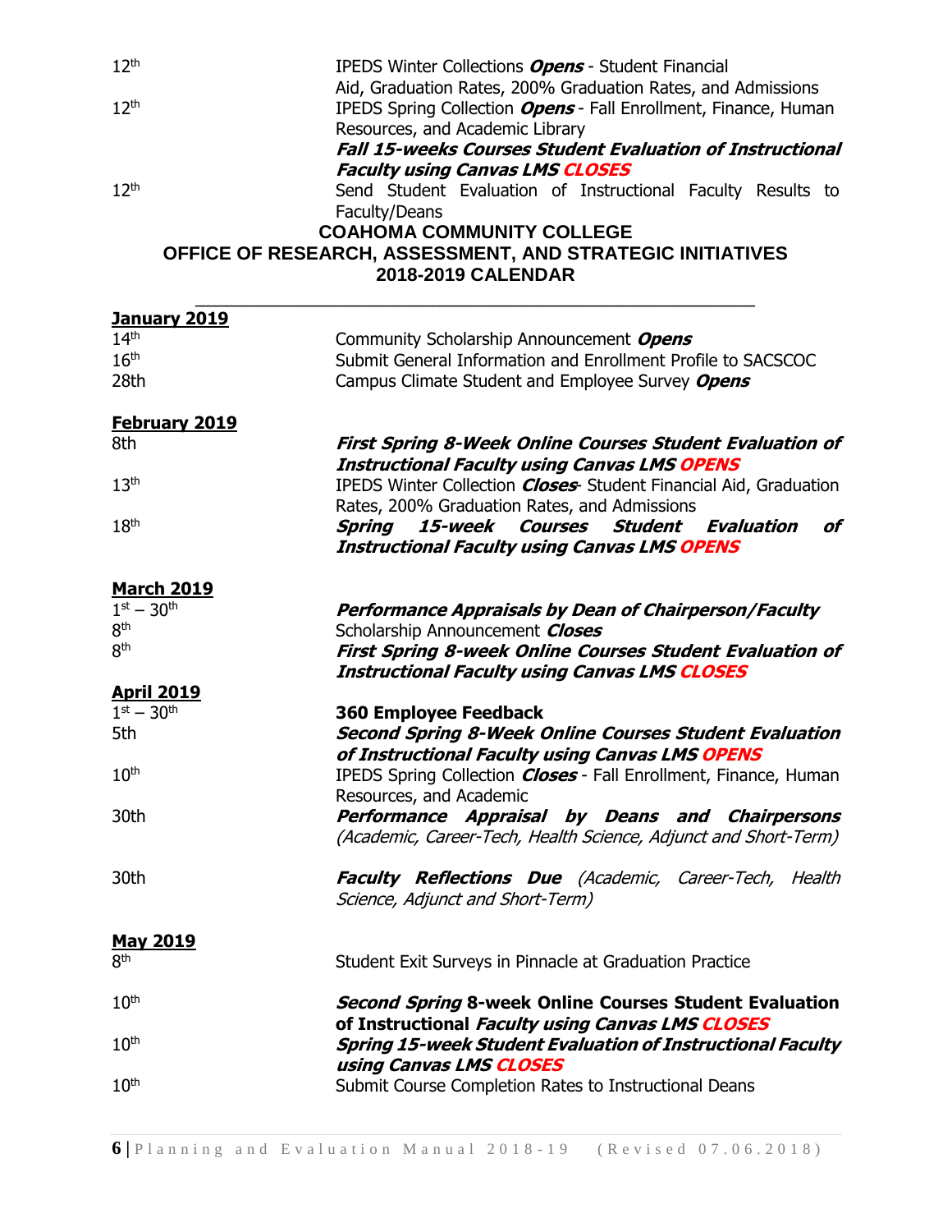| | |
|---|---|
| 12th | IPEDS Winter Collections ***Opens*** - Student Financial Aid, Graduation Rates, 200% Graduation Rates, and Admissions |
| 12th | IPEDS Spring Collection ***Opens*** - Fall Enrollment, Finance, Human Resources, and Academic Library |
| | ***Fall 15-weeks Courses Student Evaluation of Instructional Faculty using Canvas LMS CLOSES*** |
| 12th | Send Student Evaluation of Instructional Faculty Results to Faculty/Deans |

**COAHOMA COMMUNITY COLLEGE**
**OFFICE OF RESEARCH, ASSESSMENT, AND STRATEGIC INITIATIVES**
**2018-2019 CALENDAR**

**January 2019**

| | |
|---|---|
| 14th | Community Scholarship Announcement ***Opens*** |
| 16th | Submit General Information and Enrollment Profile to SACSCOC |
| 28th | Campus Climate Student and Employee Survey ***Opens*** |

**February 2019**

| | |
|---|---|
| 8th | ***First Spring 8-Week Online Courses Student Evaluation of Instructional Faculty using Canvas LMS OPENS*** |
| 13th | IPEDS Winter Collection ***Closes***- Student Financial Aid, Graduation Rates, 200% Graduation Rates, and Admissions |
| 18th | ***Spring 15-week Courses Student Evaluation of Instructional Faculty using Canvas LMS OPENS*** |

**March 2019**

| | |
|---|---|
| 1st – 30th | ***Performance Appraisals by Dean of Chairperson/Faculty*** |
| 8th | Scholarship Announcement ***Closes*** |
| 8th | ***First Spring 8-week Online Courses Student Evaluation of Instructional Faculty using Canvas LMS CLOSES*** |

**April 2019**

| | |
|---|---|
| 1st – 30th | **360 Employee Feedback** |
| 5th | ***Second Spring 8-Week Online Courses Student Evaluation of Instructional Faculty using Canvas LMS OPENS*** |
| 10th | IPEDS Spring Collection ***Closes*** - Fall Enrollment, Finance, Human Resources, and Academic |
| 30th | ***Performance Appraisal by Deans and Chairpersons*** *(Academic, Career-Tech, Health Science, Adjunct and Short-Term)* |
| 30th | ***Faculty Reflections Due*** *(Academic, Career-Tech, Health Science, Adjunct and Short-Term)* |

**May 2019**

| | |
|---|---|
| 8th | Student Exit Surveys in Pinnacle at Graduation Practice |
| 10th | ***Second Spring* 8-week Online Courses Student Evaluation of Instructional *Faculty using Canvas LMS CLOSES*** |
| 10th | ***Spring 15-week Student Evaluation of Instructional Faculty using Canvas LMS CLOSES*** |
| 10th | Submit Course Completion Rates to Instructional Deans |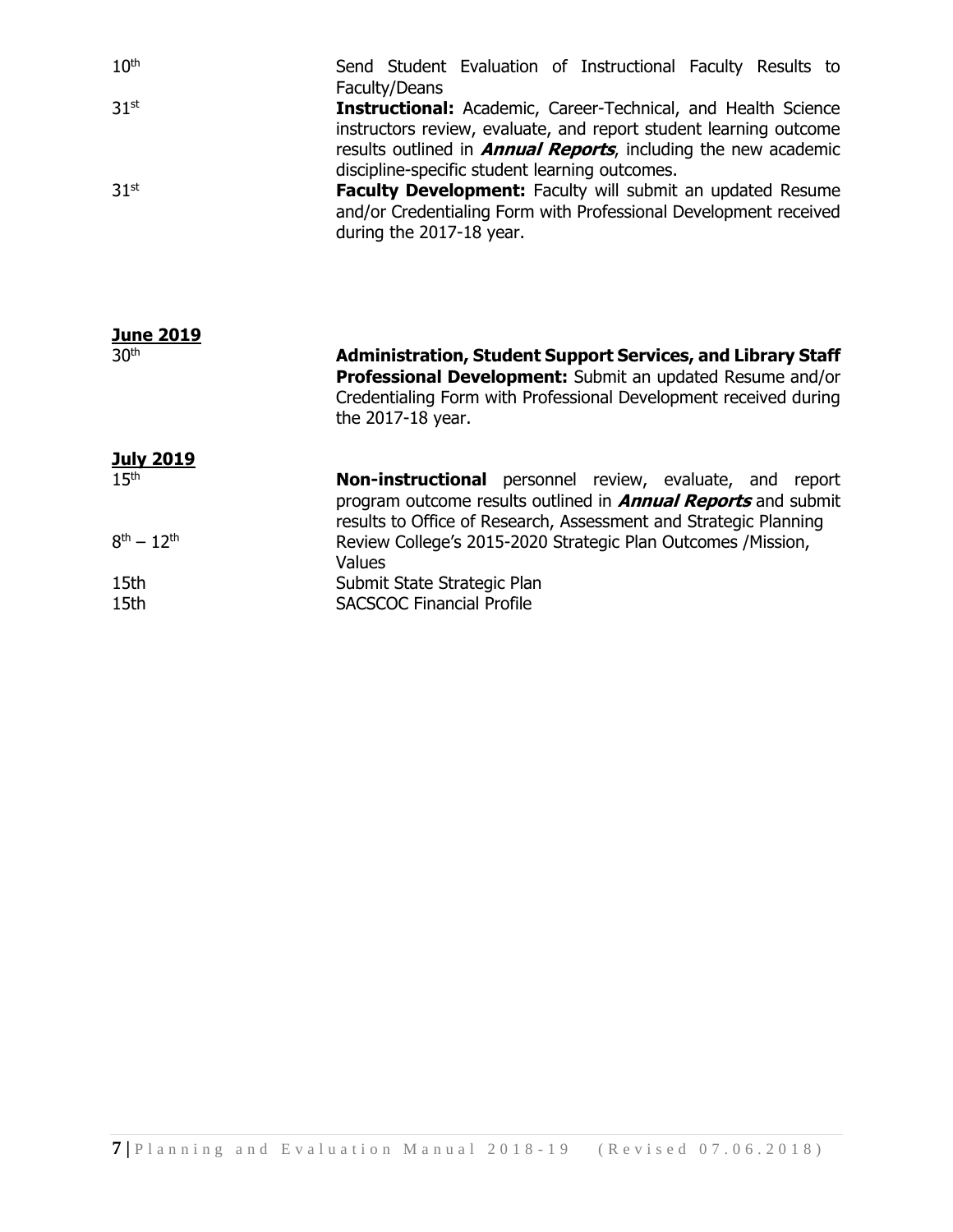| | |
|---|---|
| 10th | Send Student Evaluation of Instructional Faculty Results to Faculty/Deans |
| 31st | **Instructional:** Academic, Career-Technical, and Health Science instructors review, evaluate, and report student learning outcome results outlined in ***Annual Reports***, including the new academic discipline-specific student learning outcomes. |
| 31st | **Faculty Development:** Faculty will submit an updated Resume and/or Credentialing Form with Professional Development received during the 2017-18 year. |

**June 2019**

| | |
|---|---|
| 30th | **Administration, Student Support Services, and Library Staff Professional Development:** Submit an updated Resume and/or Credentialing Form with Professional Development received during the 2017-18 year. |

**July 2019**

| | |
|---|---|
| 15th | **Non-instructional** personnel review, evaluate, and report program outcome results outlined in ***Annual Reports*** and submit results to Office of Research, Assessment and Strategic Planning |
| 8th – 12th | Review College's 2015-2020 Strategic Plan Outcomes /Mission, Values |
| 15th | Submit State Strategic Plan |
| 15th | SACSCOC Financial Profile |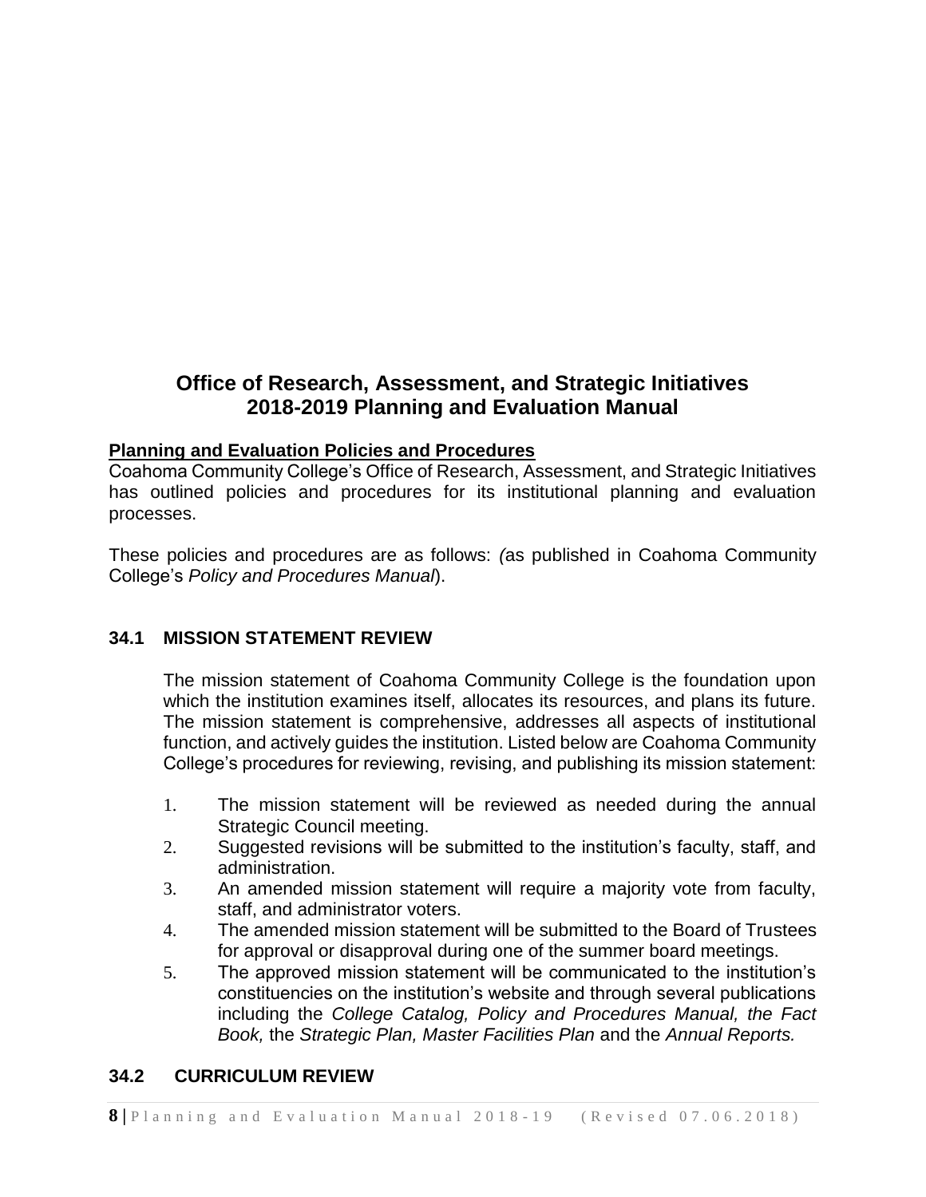# Office of Research, Assessment, and Strategic Initiatives
# 2018-2019 Planning and Evaluation Manual

**Planning and Evaluation Policies and Procedures**

Coahoma Community College's Office of Research, Assessment, and Strategic Initiatives has outlined policies and procedures for its institutional planning and evaluation processes.

These policies and procedures are as follows: (as published in Coahoma Community College's *Policy and Procedures Manual*).

## 34.1 MISSION STATEMENT REVIEW

The mission statement of Coahoma Community College is the foundation upon which the institution examines itself, allocates its resources, and plans its future. The mission statement is comprehensive, addresses all aspects of institutional function, and actively guides the institution. Listed below are Coahoma Community College's procedures for reviewing, revising, and publishing its mission statement:

1. The mission statement will be reviewed as needed during the annual Strategic Council meeting.
2. Suggested revisions will be submitted to the institution's faculty, staff, and administration.
3. An amended mission statement will require a majority vote from faculty, staff, and administrator voters.
4. The amended mission statement will be submitted to the Board of Trustees for approval or disapproval during one of the summer board meetings.
5. The approved mission statement will be communicated to the institution's constituencies on the institution's website and through several publications including the *College Catalog, Policy and Procedures Manual, the Fact Book,* the *Strategic Plan, Master Facilities Plan* and the *Annual Reports.*

## 34.2 CURRICULUM REVIEW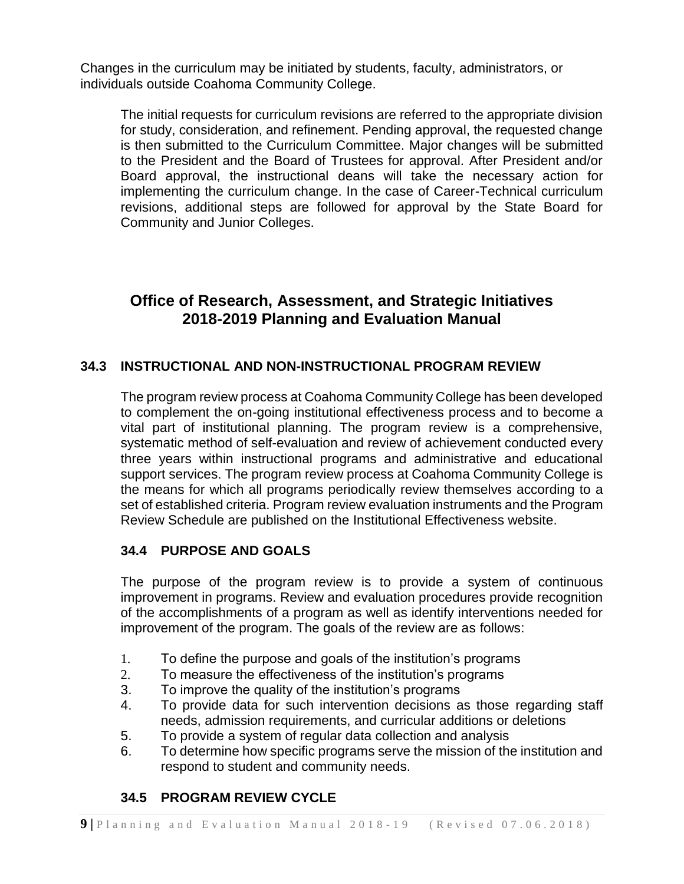Changes in the curriculum may be initiated by students, faculty, administrators, or individuals outside Coahoma Community College.

The initial requests for curriculum revisions are referred to the appropriate division for study, consideration, and refinement. Pending approval, the requested change is then submitted to the Curriculum Committee. Major changes will be submitted to the President and the Board of Trustees for approval. After President and/or Board approval, the instructional deans will take the necessary action for implementing the curriculum change. In the case of Career-Technical curriculum revisions, additional steps are followed for approval by the State Board for Community and Junior Colleges.

## Office of Research, Assessment, and Strategic Initiatives 2018-2019 Planning and Evaluation Manual

### 34.3 INSTRUCTIONAL AND NON-INSTRUCTIONAL PROGRAM REVIEW

The program review process at Coahoma Community College has been developed to complement the on-going institutional effectiveness process and to become a vital part of institutional planning. The program review is a comprehensive, systematic method of self-evaluation and review of achievement conducted every three years within instructional programs and administrative and educational support services. The program review process at Coahoma Community College is the means for which all programs periodically review themselves according to a set of established criteria. Program review evaluation instruments and the Program Review Schedule are published on the Institutional Effectiveness website.

### 34.4 PURPOSE AND GOALS

The purpose of the program review is to provide a system of continuous improvement in programs. Review and evaluation procedures provide recognition of the accomplishments of a program as well as identify interventions needed for improvement of the program. The goals of the review are as follows:

1. To define the purpose and goals of the institution's programs
2. To measure the effectiveness of the institution's programs
3. To improve the quality of the institution's programs
4. To provide data for such intervention decisions as those regarding staff needs, admission requirements, and curricular additions or deletions
5. To provide a system of regular data collection and analysis
6. To determine how specific programs serve the mission of the institution and respond to student and community needs.

### 34.5 PROGRAM REVIEW CYCLE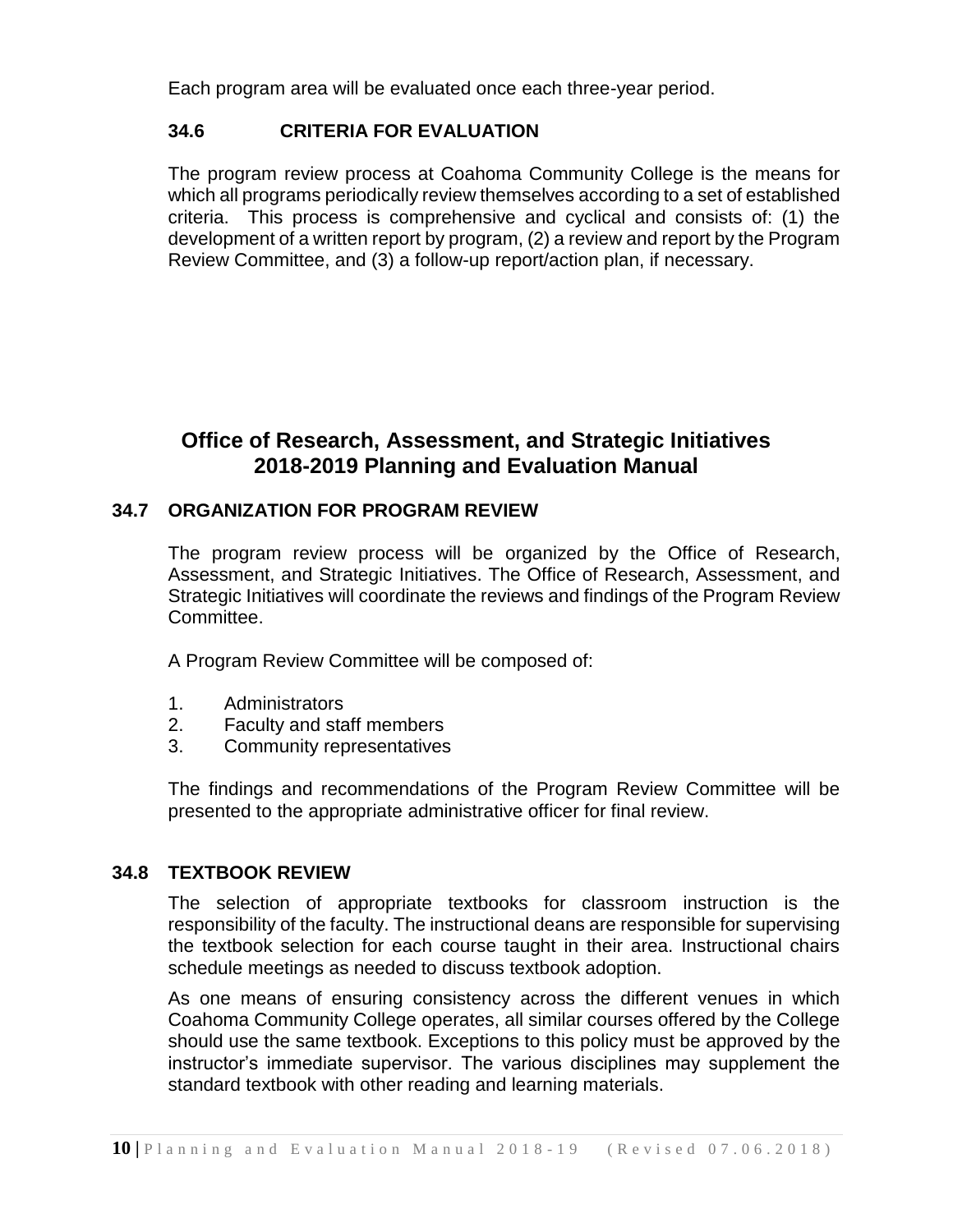Each program area will be evaluated once each three-year period.

### 34.6 CRITERIA FOR EVALUATION

The program review process at Coahoma Community College is the means for which all programs periodically review themselves according to a set of established criteria. This process is comprehensive and cyclical and consists of: (1) the development of a written report by program, (2) a review and report by the Program Review Committee, and (3) a follow-up report/action plan, if necessary.

## Office of Research, Assessment, and Strategic Initiatives 2018-2019 Planning and Evaluation Manual

### 34.7 ORGANIZATION FOR PROGRAM REVIEW

The program review process will be organized by the Office of Research, Assessment, and Strategic Initiatives. The Office of Research, Assessment, and Strategic Initiatives will coordinate the reviews and findings of the Program Review Committee.

A Program Review Committee will be composed of:

1. Administrators
2. Faculty and staff members
3. Community representatives

The findings and recommendations of the Program Review Committee will be presented to the appropriate administrative officer for final review.

### 34.8 TEXTBOOK REVIEW

The selection of appropriate textbooks for classroom instruction is the responsibility of the faculty. The instructional deans are responsible for supervising the textbook selection for each course taught in their area. Instructional chairs schedule meetings as needed to discuss textbook adoption.

As one means of ensuring consistency across the different venues in which Coahoma Community College operates, all similar courses offered by the College should use the same textbook. Exceptions to this policy must be approved by the instructor's immediate supervisor. The various disciplines may supplement the standard textbook with other reading and learning materials.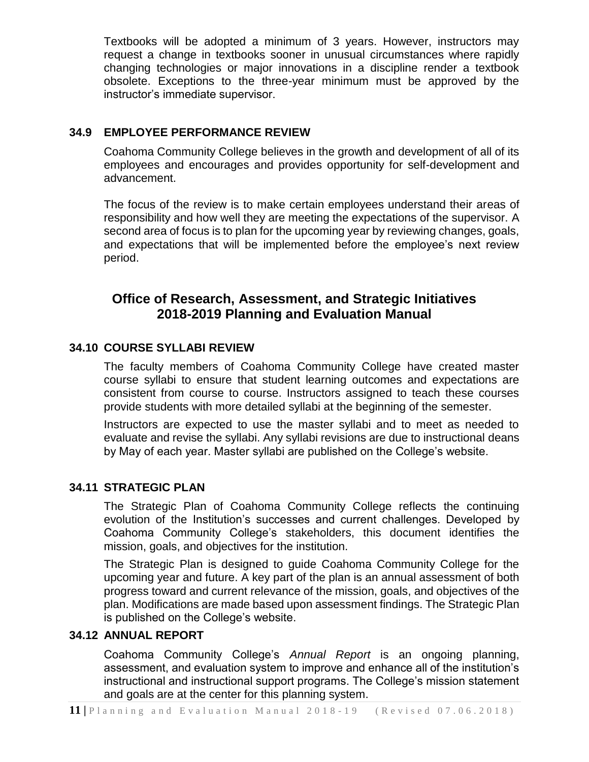Textbooks will be adopted a minimum of 3 years. However, instructors may request a change in textbooks sooner in unusual circumstances where rapidly changing technologies or major innovations in a discipline render a textbook obsolete. Exceptions to the three-year minimum must be approved by the instructor's immediate supervisor.

### 34.9 EMPLOYEE PERFORMANCE REVIEW

Coahoma Community College believes in the growth and development of all of its employees and encourages and provides opportunity for self-development and advancement.

The focus of the review is to make certain employees understand their areas of responsibility and how well they are meeting the expectations of the supervisor. A second area of focus is to plan for the upcoming year by reviewing changes, goals, and expectations that will be implemented before the employee's next review period.

## Office of Research, Assessment, and Strategic Initiatives 2018-2019 Planning and Evaluation Manual

### 34.10 COURSE SYLLABI REVIEW

The faculty members of Coahoma Community College have created master course syllabi to ensure that student learning outcomes and expectations are consistent from course to course. Instructors assigned to teach these courses provide students with more detailed syllabi at the beginning of the semester.

Instructors are expected to use the master syllabi and to meet as needed to evaluate and revise the syllabi. Any syllabi revisions are due to instructional deans by May of each year. Master syllabi are published on the College's website.

### 34.11 STRATEGIC PLAN

The Strategic Plan of Coahoma Community College reflects the continuing evolution of the Institution's successes and current challenges. Developed by Coahoma Community College's stakeholders, this document identifies the mission, goals, and objectives for the institution.

The Strategic Plan is designed to guide Coahoma Community College for the upcoming year and future. A key part of the plan is an annual assessment of both progress toward and current relevance of the mission, goals, and objectives of the plan. Modifications are made based upon assessment findings. The Strategic Plan is published on the College's website.

### 34.12 ANNUAL REPORT

Coahoma Community College's *Annual Report* is an ongoing planning, assessment, and evaluation system to improve and enhance all of the institution's instructional and instructional support programs. The College's mission statement and goals are at the center for this planning system.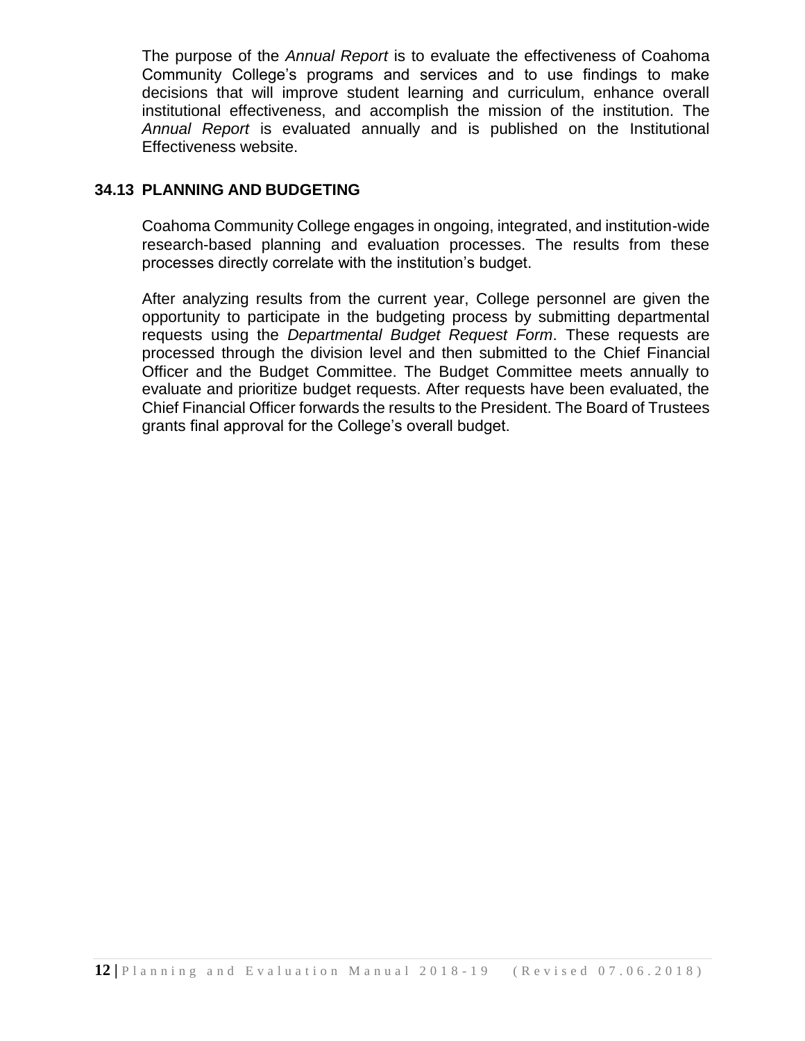The purpose of the *Annual Report* is to evaluate the effectiveness of Coahoma Community College's programs and services and to use findings to make decisions that will improve student learning and curriculum, enhance overall institutional effectiveness, and accomplish the mission of the institution. The *Annual Report* is evaluated annually and is published on the Institutional Effectiveness website.

## 34.13 PLANNING AND BUDGETING

Coahoma Community College engages in ongoing, integrated, and institution-wide research-based planning and evaluation processes. The results from these processes directly correlate with the institution's budget.

After analyzing results from the current year, College personnel are given the opportunity to participate in the budgeting process by submitting departmental requests using the *Departmental Budget Request Form*. These requests are processed through the division level and then submitted to the Chief Financial Officer and the Budget Committee. The Budget Committee meets annually to evaluate and prioritize budget requests. After requests have been evaluated, the Chief Financial Officer forwards the results to the President. The Board of Trustees grants final approval for the College's overall budget.